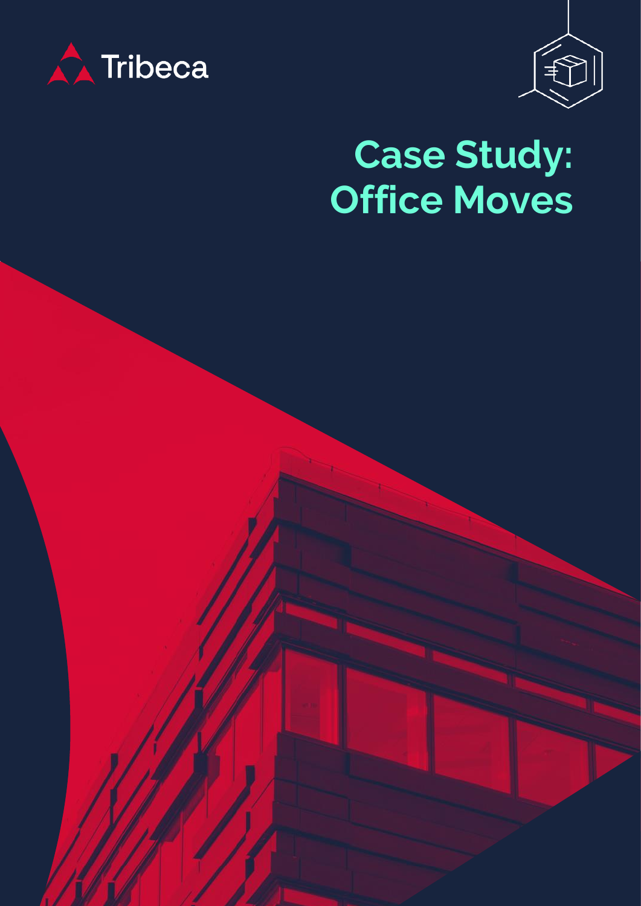Tribeca

# Case Study: Office Moves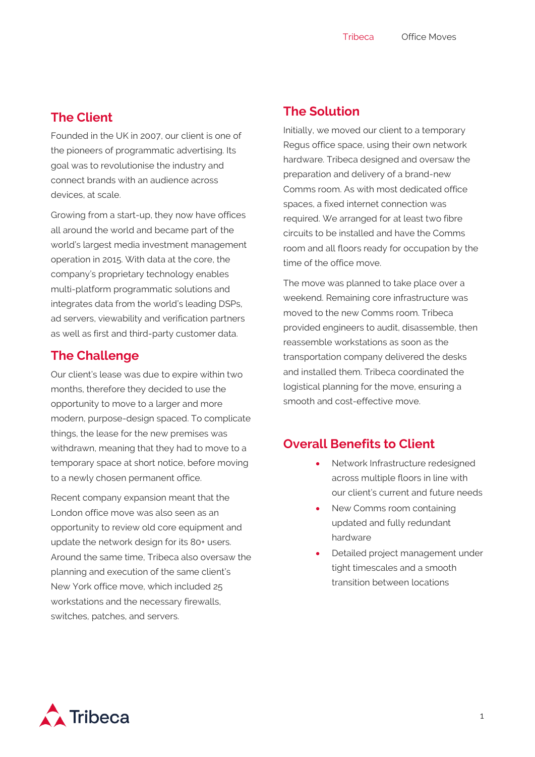## The Client

Founded in the UK in 2007, our client is one of the pioneers of programmatic advertising. Its goal was to revolutionise the industry and connect brands with an audience across devices, at scale.

Growing from a start-up, they now have offices all around the world and became part of the world's largest media investment management operation in 2015. With data at the core, the company's proprietary technology enables multi-platform programmatic solutions and integrates data from the world's leading DSPs, ad servers, viewability and verification partners as well as first and third-party customer data.

## The Challenge

Our client's lease was due to expire within two months, therefore they decided to use the opportunity to move to a larger and more modern, purpose-design spaced. To complicate things, the lease for the new premises was withdrawn, meaning that they had to move to a temporary space at short notice, before moving to a newly chosen permanent office.

Recent company expansion meant that the London office move was also seen as an opportunity to review old core equipment and update the network design for its 80+ users. Around the same time, Tribeca also oversaw the planning and execution of the same client's New York office move, which included 25 workstations and the necessary firewalls, switches, patches, and servers.

## The Solution

Initially, we moved our client to a temporary Regus office space, using their own network hardware. Tribeca designed and oversaw the preparation and delivery of a brand-new Comms room. As with most dedicated office spaces, a fixed internet connection was required. We arranged for at least two fibre circuits to be installed and have the Comms room and all floors ready for occupation by the time of the office move.

The move was planned to take place over a weekend. Remaining core infrastructure was moved to the new Comms room. Tribeca provided engineers to audit, disassemble, then reassemble workstations as soon as the transportation company delivered the desks and installed them. Tribeca coordinated the logistical planning for the move, ensuring a smooth and cost-effective move.

## Overall Benefits to Client

- Network Infrastructure redesigned across multiple floors in line with our client's current and future needs
- New Comms room containing updated and fully redundant hardware
- Detailed project management under tight timescales and a smooth transition between locations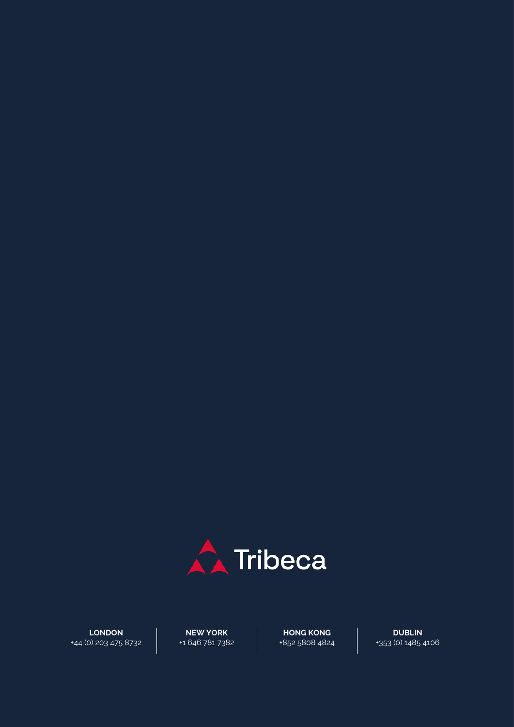Tribeca

**LONDON**
+44 (0) 203 475 8732

**NEW YORK**
+1 646 781 7382

**HONG KONG**
+852 5808 4824

**DUBLIN**
+353 (0) 1485 4106